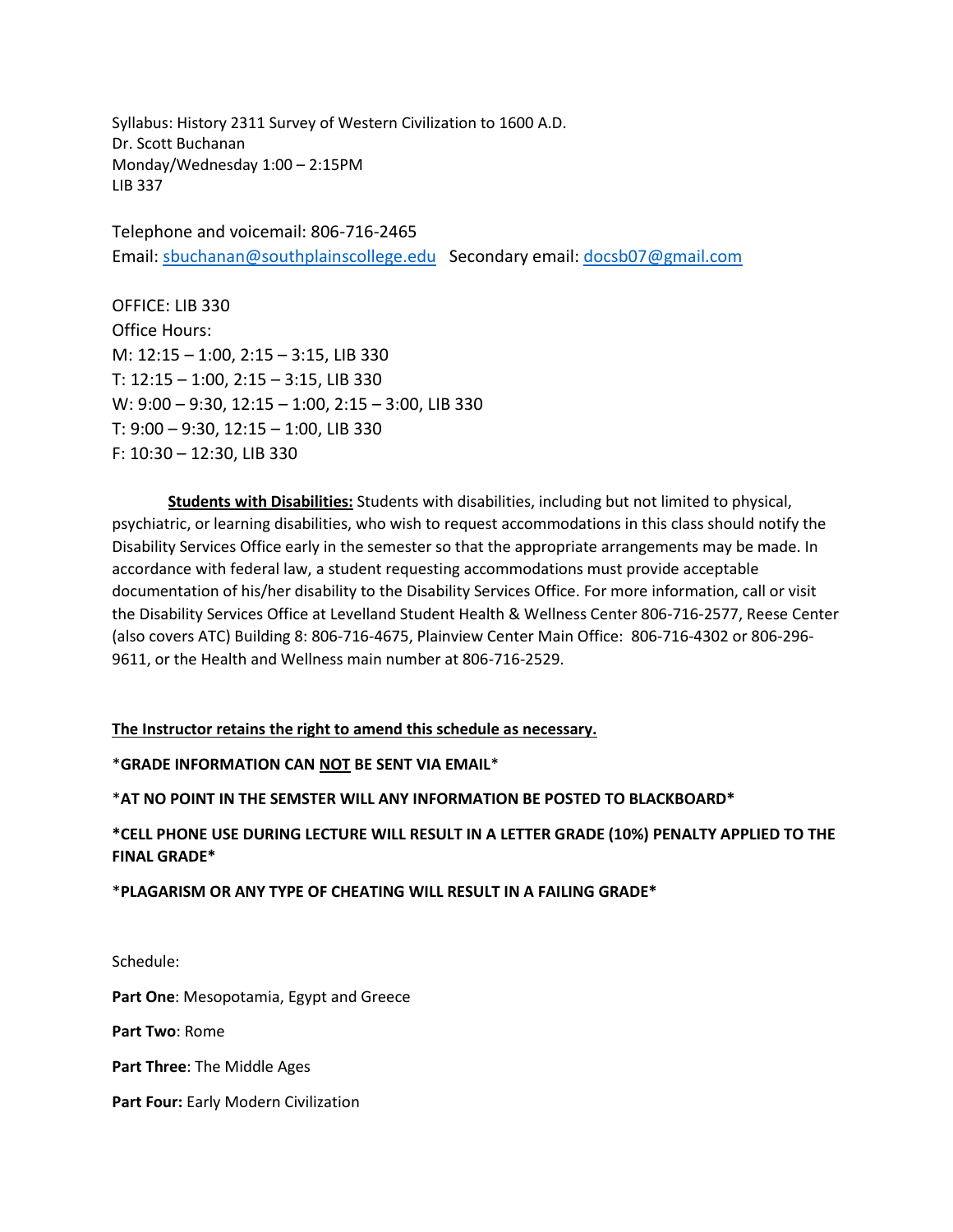Syllabus: History 2311 Survey of Western Civilization to 1600 A.D.
Dr. Scott Buchanan
Monday/Wednesday 1:00 – 2:15PM
LIB 337

Telephone and voicemail: 806-716-2465
Email: [sbuchanan@southplainscollege.edu](mailto:sbuchanan@southplainscollege.edu)   Secondary email: [docsb07@gmail.com](mailto:docsb07@gmail.com)

OFFICE: LIB 330
Office Hours:
M: 12:15 – 1:00, 2:15 – 3:15, LIB 330
T: 12:15 – 1:00, 2:15 – 3:15, LIB 330
W: 9:00 – 9:30, 12:15 – 1:00, 2:15 – 3:00, LIB 330
T: 9:00 – 9:30, 12:15 – 1:00, LIB 330
F: 10:30 – 12:30, LIB 330

**Students with Disabilities:** Students with disabilities, including but not limited to physical, psychiatric, or learning disabilities, who wish to request accommodations in this class should notify the Disability Services Office early in the semester so that the appropriate arrangements may be made. In accordance with federal law, a student requesting accommodations must provide acceptable documentation of his/her disability to the Disability Services Office. For more information, call or visit the Disability Services Office at Levelland Student Health & Wellness Center 806-716-2577, Reese Center (also covers ATC) Building 8: 806-716-4675, Plainview Center Main Office: 806-716-4302 or 806-296-9611, or the Health and Wellness main number at 806-716-2529.

**The Instructor retains the right to amend this schedule as necessary.**

\***GRADE INFORMATION CAN NOT BE SENT VIA EMAIL**\*

\***AT NO POINT IN THE SEMSTER WILL ANY INFORMATION BE POSTED TO BLACKBOARD**\*

**\*CELL PHONE USE DURING LECTURE WILL RESULT IN A LETTER GRADE (10%) PENALTY APPLIED TO THE FINAL GRADE\***

\***PLAGARISM OR ANY TYPE OF CHEATING WILL RESULT IN A FAILING GRADE**\*

Schedule:

**Part One**: Mesopotamia, Egypt and Greece

**Part Two**: Rome

**Part Three**: The Middle Ages

**Part Four:** Early Modern Civilization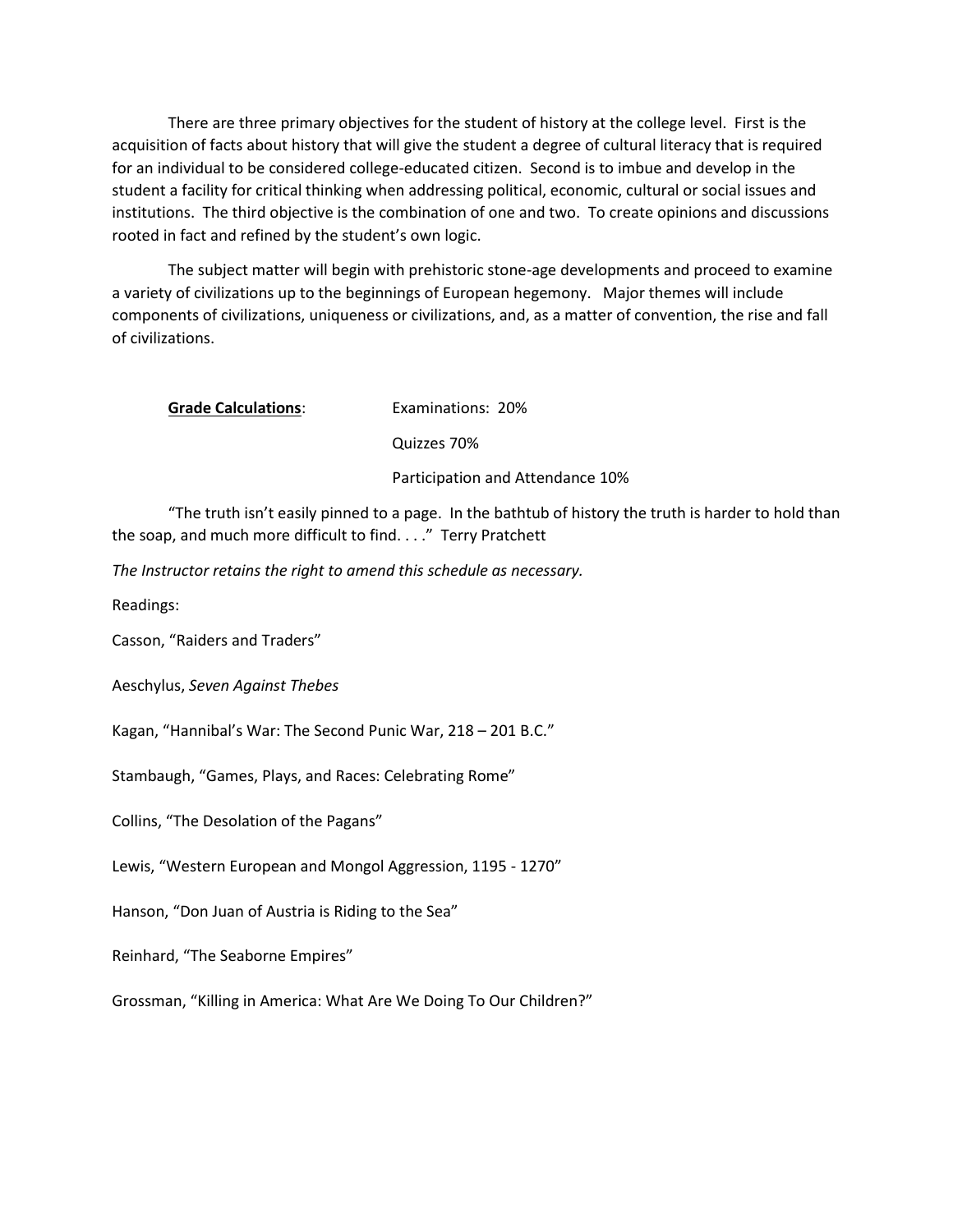There are three primary objectives for the student of history at the college level. First is the acquisition of facts about history that will give the student a degree of cultural literacy that is required for an individual to be considered college-educated citizen. Second is to imbue and develop in the student a facility for critical thinking when addressing political, economic, cultural or social issues and institutions. The third objective is the combination of one and two. To create opinions and discussions rooted in fact and refined by the student's own logic.

The subject matter will begin with prehistoric stone-age developments and proceed to examine a variety of civilizations up to the beginnings of European hegemony. Major themes will include components of civilizations, uniqueness or civilizations, and, as a matter of convention, the rise and fall of civilizations.

**<u>Grade Calculations</u>**: Examinations: 20%

Quizzes 70%

Participation and Attendance 10%

"The truth isn't easily pinned to a page. In the bathtub of history the truth is harder to hold than the soap, and much more difficult to find. . . ." Terry Pratchett

*The Instructor retains the right to amend this schedule as necessary.*

Readings:

Casson, "Raiders and Traders"

Aeschylus, *Seven Against Thebes*

Kagan, "Hannibal's War: The Second Punic War, 218 – 201 B.C."

Stambaugh, "Games, Plays, and Races: Celebrating Rome"

Collins, "The Desolation of the Pagans"

Lewis, "Western European and Mongol Aggression, 1195 - 1270"

Hanson, "Don Juan of Austria is Riding to the Sea"

Reinhard, "The Seaborne Empires"

Grossman, "Killing in America: What Are We Doing To Our Children?"